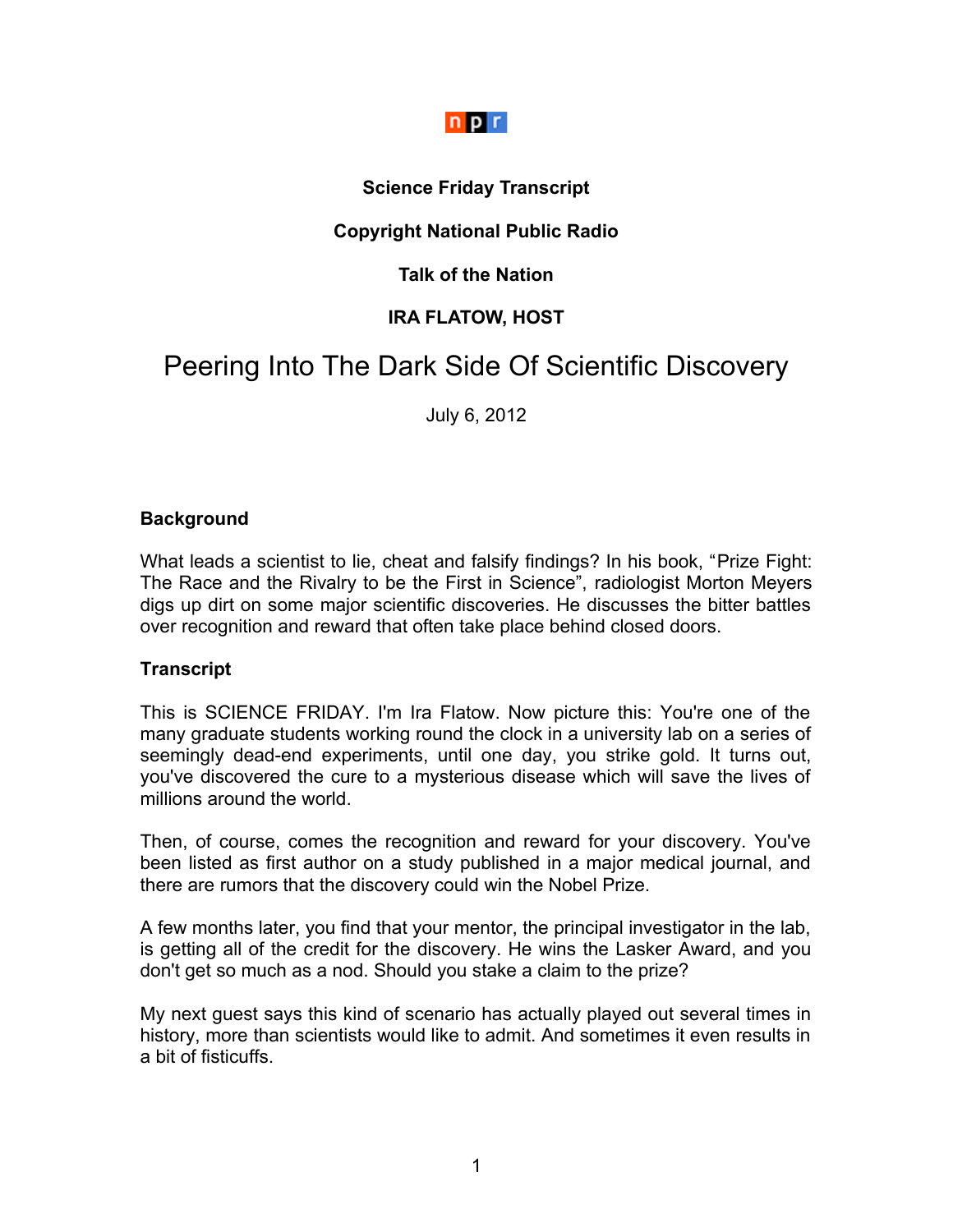npr

**Science Friday Transcript**

**Copyright National Public Radio**

**Talk of the Nation**

**IRA FLATOW, HOST**

# Peering Into The Dark Side Of Scientific Discovery

July 6, 2012

## Background

What leads a scientist to lie, cheat and falsify findings? In his book, "Prize Fight: The Race and the Rivalry to be the First in Science", radiologist Morton Meyers digs up dirt on some major scientific discoveries. He discusses the bitter battles over recognition and reward that often take place behind closed doors.

## Transcript

This is SCIENCE FRIDAY. I'm Ira Flatow. Now picture this: You're one of the many graduate students working round the clock in a university lab on a series of seemingly dead-end experiments, until one day, you strike gold. It turns out, you've discovered the cure to a mysterious disease which will save the lives of millions around the world.

Then, of course, comes the recognition and reward for your discovery. You've been listed as first author on a study published in a major medical journal, and there are rumors that the discovery could win the Nobel Prize.

A few months later, you find that your mentor, the principal investigator in the lab, is getting all of the credit for the discovery. He wins the Lasker Award, and you don't get so much as a nod. Should you stake a claim to the prize?

My next guest says this kind of scenario has actually played out several times in history, more than scientists would like to admit. And sometimes it even results in a bit of fisticuffs.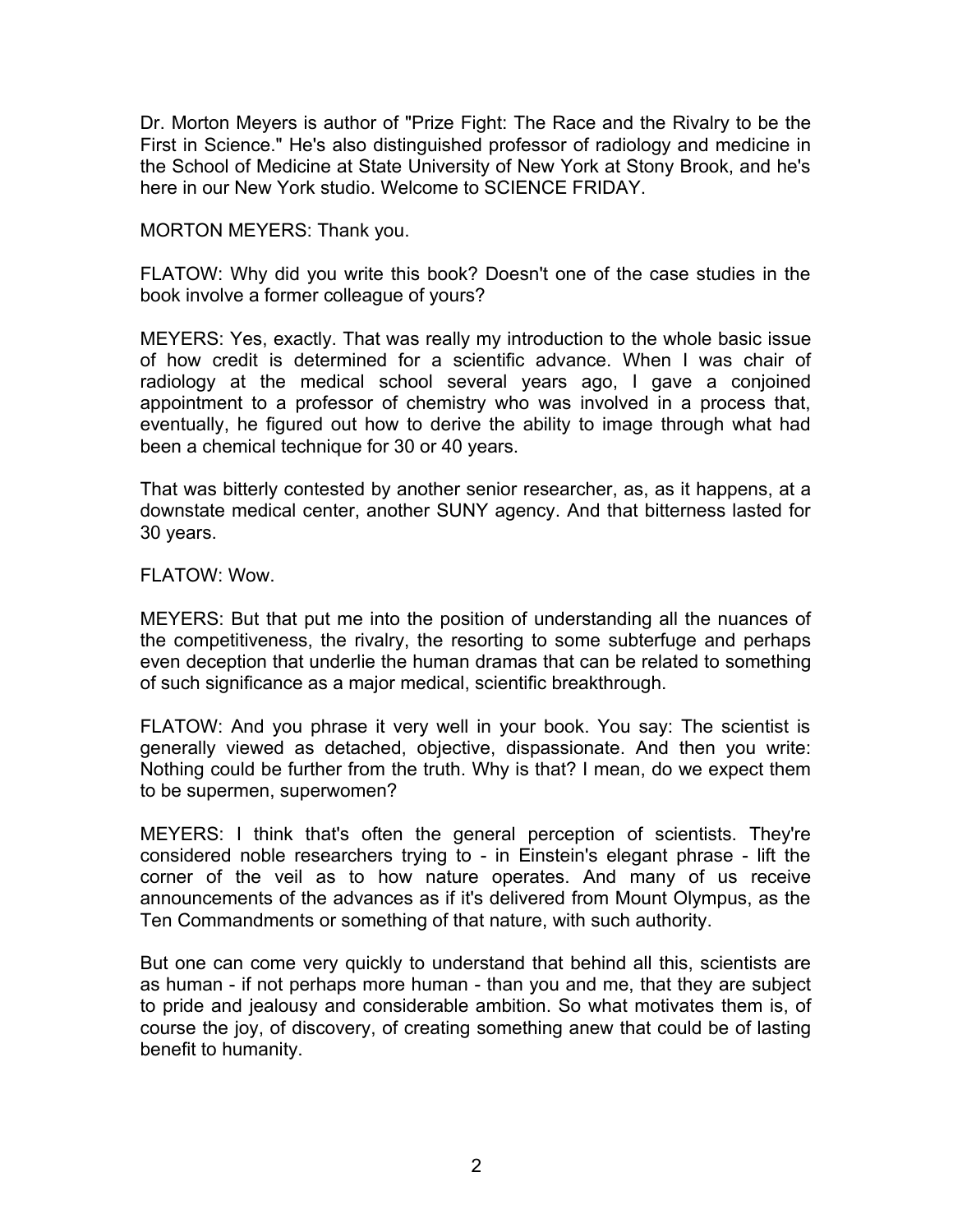Dr. Morton Meyers is author of "Prize Fight: The Race and the Rivalry to be the First in Science." He's also distinguished professor of radiology and medicine in the School of Medicine at State University of New York at Stony Brook, and he's here in our New York studio. Welcome to SCIENCE FRIDAY.

MORTON MEYERS: Thank you.

FLATOW: Why did you write this book? Doesn't one of the case studies in the book involve a former colleague of yours?

MEYERS: Yes, exactly. That was really my introduction to the whole basic issue of how credit is determined for a scientific advance. When I was chair of radiology at the medical school several years ago, I gave a conjoined appointment to a professor of chemistry who was involved in a process that, eventually, he figured out how to derive the ability to image through what had been a chemical technique for 30 or 40 years.

That was bitterly contested by another senior researcher, as, as it happens, at a downstate medical center, another SUNY agency. And that bitterness lasted for 30 years.

FLATOW: Wow.

MEYERS: But that put me into the position of understanding all the nuances of the competitiveness, the rivalry, the resorting to some subterfuge and perhaps even deception that underlie the human dramas that can be related to something of such significance as a major medical, scientific breakthrough.

FLATOW: And you phrase it very well in your book. You say: The scientist is generally viewed as detached, objective, dispassionate. And then you write: Nothing could be further from the truth. Why is that? I mean, do we expect them to be supermen, superwomen?

MEYERS: I think that's often the general perception of scientists. They're considered noble researchers trying to - in Einstein's elegant phrase - lift the corner of the veil as to how nature operates. And many of us receive announcements of the advances as if it's delivered from Mount Olympus, as the Ten Commandments or something of that nature, with such authority.

But one can come very quickly to understand that behind all this, scientists are as human - if not perhaps more human - than you and me, that they are subject to pride and jealousy and considerable ambition. So what motivates them is, of course the joy, of discovery, of creating something anew that could be of lasting benefit to humanity.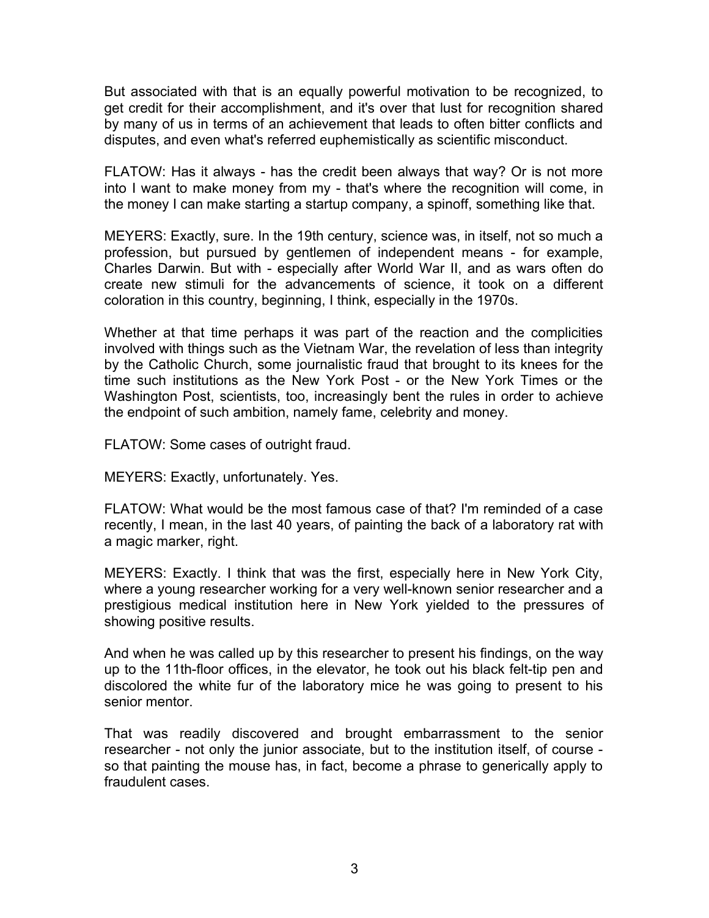But associated with that is an equally powerful motivation to be recognized, to get credit for their accomplishment, and it's over that lust for recognition shared by many of us in terms of an achievement that leads to often bitter conflicts and disputes, and even what's referred euphemistically as scientific misconduct.

FLATOW: Has it always - has the credit been always that way? Or is not more into I want to make money from my - that's where the recognition will come, in the money I can make starting a startup company, a spinoff, something like that.

MEYERS: Exactly, sure. In the 19th century, science was, in itself, not so much a profession, but pursued by gentlemen of independent means - for example, Charles Darwin. But with - especially after World War II, and as wars often do create new stimuli for the advancements of science, it took on a different coloration in this country, beginning, I think, especially in the 1970s.

Whether at that time perhaps it was part of the reaction and the complicities involved with things such as the Vietnam War, the revelation of less than integrity by the Catholic Church, some journalistic fraud that brought to its knees for the time such institutions as the New York Post - or the New York Times or the Washington Post, scientists, too, increasingly bent the rules in order to achieve the endpoint of such ambition, namely fame, celebrity and money.

FLATOW: Some cases of outright fraud.

MEYERS: Exactly, unfortunately. Yes.

FLATOW: What would be the most famous case of that? I'm reminded of a case recently, I mean, in the last 40 years, of painting the back of a laboratory rat with a magic marker, right.

MEYERS: Exactly. I think that was the first, especially here in New York City, where a young researcher working for a very well-known senior researcher and a prestigious medical institution here in New York yielded to the pressures of showing positive results.

And when he was called up by this researcher to present his findings, on the way up to the 11th-floor offices, in the elevator, he took out his black felt-tip pen and discolored the white fur of the laboratory mice he was going to present to his senior mentor.

That was readily discovered and brought embarrassment to the senior researcher - not only the junior associate, but to the institution itself, of course - so that painting the mouse has, in fact, become a phrase to generically apply to fraudulent cases.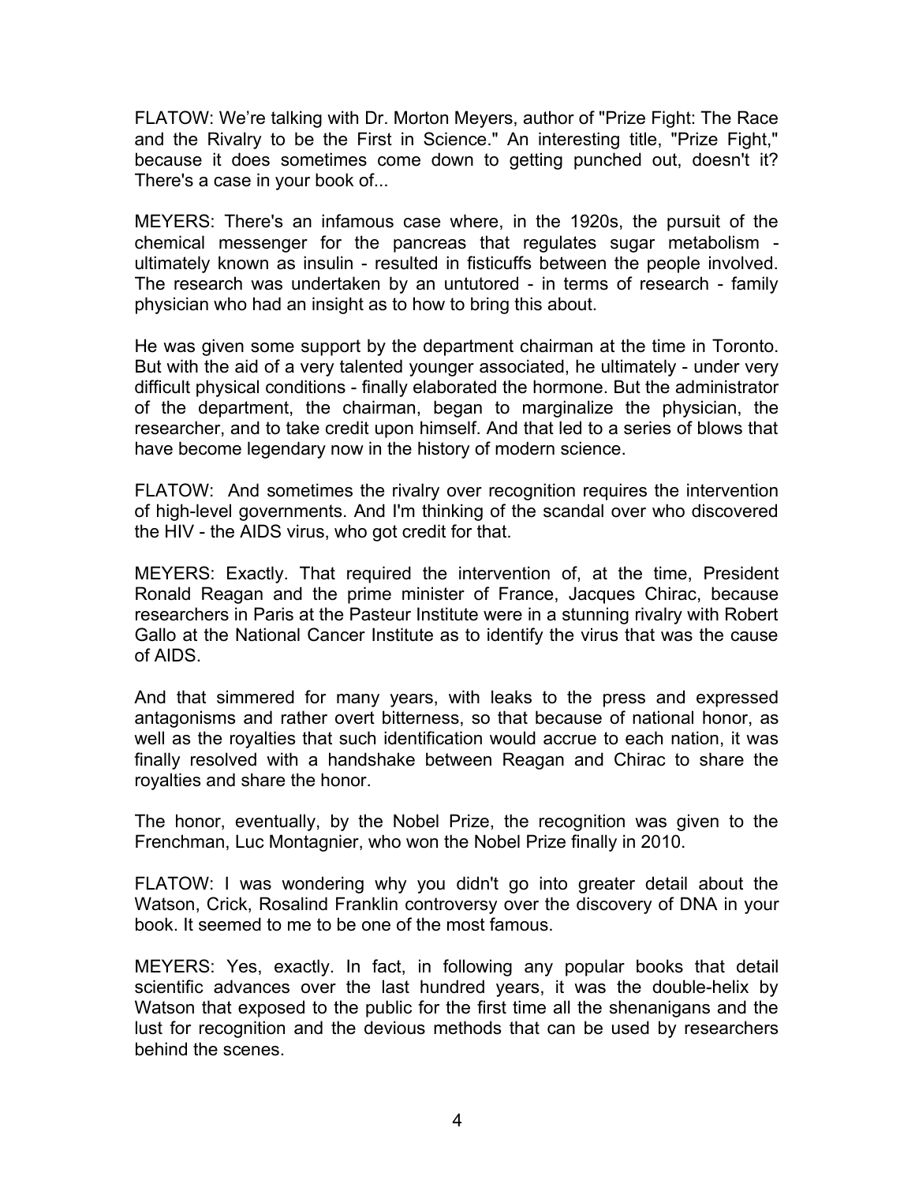FLATOW: We're talking with Dr. Morton Meyers, author of "Prize Fight: The Race and the Rivalry to be the First in Science." An interesting title, "Prize Fight," because it does sometimes come down to getting punched out, doesn't it? There's a case in your book of...

MEYERS: There's an infamous case where, in the 1920s, the pursuit of the chemical messenger for the pancreas that regulates sugar metabolism - ultimately known as insulin - resulted in fisticuffs between the people involved. The research was undertaken by an untutored - in terms of research - family physician who had an insight as to how to bring this about.

He was given some support by the department chairman at the time in Toronto. But with the aid of a very talented younger associated, he ultimately - under very difficult physical conditions - finally elaborated the hormone. But the administrator of the department, the chairman, began to marginalize the physician, the researcher, and to take credit upon himself. And that led to a series of blows that have become legendary now in the history of modern science.

FLATOW: And sometimes the rivalry over recognition requires the intervention of high-level governments. And I'm thinking of the scandal over who discovered the HIV - the AIDS virus, who got credit for that.

MEYERS: Exactly. That required the intervention of, at the time, President Ronald Reagan and the prime minister of France, Jacques Chirac, because researchers in Paris at the Pasteur Institute were in a stunning rivalry with Robert Gallo at the National Cancer Institute as to identify the virus that was the cause of AIDS.

And that simmered for many years, with leaks to the press and expressed antagonisms and rather overt bitterness, so that because of national honor, as well as the royalties that such identification would accrue to each nation, it was finally resolved with a handshake between Reagan and Chirac to share the royalties and share the honor.

The honor, eventually, by the Nobel Prize, the recognition was given to the Frenchman, Luc Montagnier, who won the Nobel Prize finally in 2010.

FLATOW: I was wondering why you didn't go into greater detail about the Watson, Crick, Rosalind Franklin controversy over the discovery of DNA in your book. It seemed to me to be one of the most famous.

MEYERS: Yes, exactly. In fact, in following any popular books that detail scientific advances over the last hundred years, it was the double-helix by Watson that exposed to the public for the first time all the shenanigans and the lust for recognition and the devious methods that can be used by researchers behind the scenes.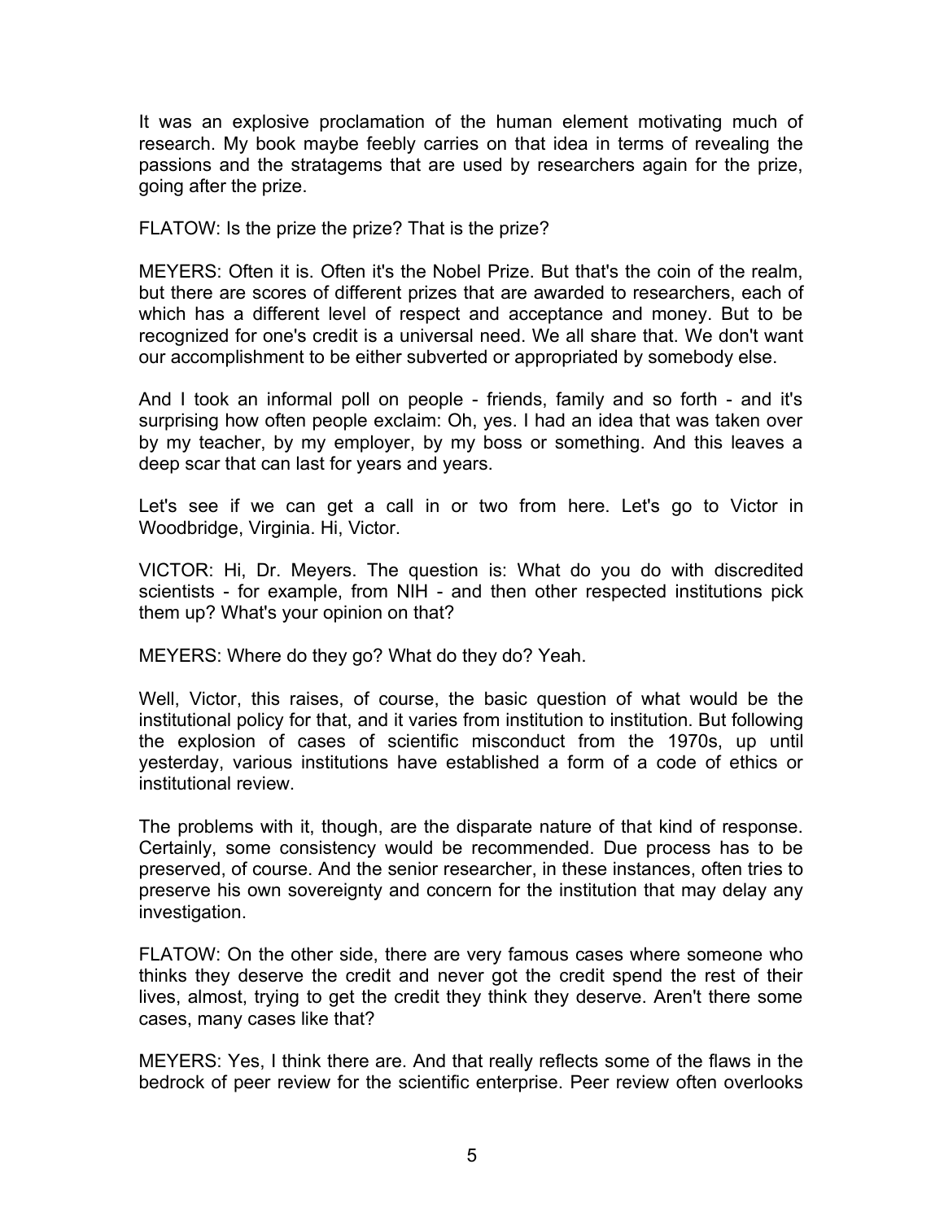It was an explosive proclamation of the human element motivating much of research. My book maybe feebly carries on that idea in terms of revealing the passions and the stratagems that are used by researchers again for the prize, going after the prize.

FLATOW: Is the prize the prize? That is the prize?

MEYERS: Often it is. Often it's the Nobel Prize. But that's the coin of the realm, but there are scores of different prizes that are awarded to researchers, each of which has a different level of respect and acceptance and money. But to be recognized for one's credit is a universal need. We all share that. We don't want our accomplishment to be either subverted or appropriated by somebody else.

And I took an informal poll on people - friends, family and so forth - and it's surprising how often people exclaim: Oh, yes. I had an idea that was taken over by my teacher, by my employer, by my boss or something. And this leaves a deep scar that can last for years and years.

Let's see if we can get a call in or two from here. Let's go to Victor in Woodbridge, Virginia. Hi, Victor.

VICTOR: Hi, Dr. Meyers. The question is: What do you do with discredited scientists - for example, from NIH - and then other respected institutions pick them up? What's your opinion on that?

MEYERS: Where do they go? What do they do? Yeah.

Well, Victor, this raises, of course, the basic question of what would be the institutional policy for that, and it varies from institution to institution. But following the explosion of cases of scientific misconduct from the 1970s, up until yesterday, various institutions have established a form of a code of ethics or institutional review.

The problems with it, though, are the disparate nature of that kind of response. Certainly, some consistency would be recommended. Due process has to be preserved, of course. And the senior researcher, in these instances, often tries to preserve his own sovereignty and concern for the institution that may delay any investigation.

FLATOW: On the other side, there are very famous cases where someone who thinks they deserve the credit and never got the credit spend the rest of their lives, almost, trying to get the credit they think they deserve. Aren't there some cases, many cases like that?

MEYERS: Yes, I think there are. And that really reflects some of the flaws in the bedrock of peer review for the scientific enterprise. Peer review often overlooks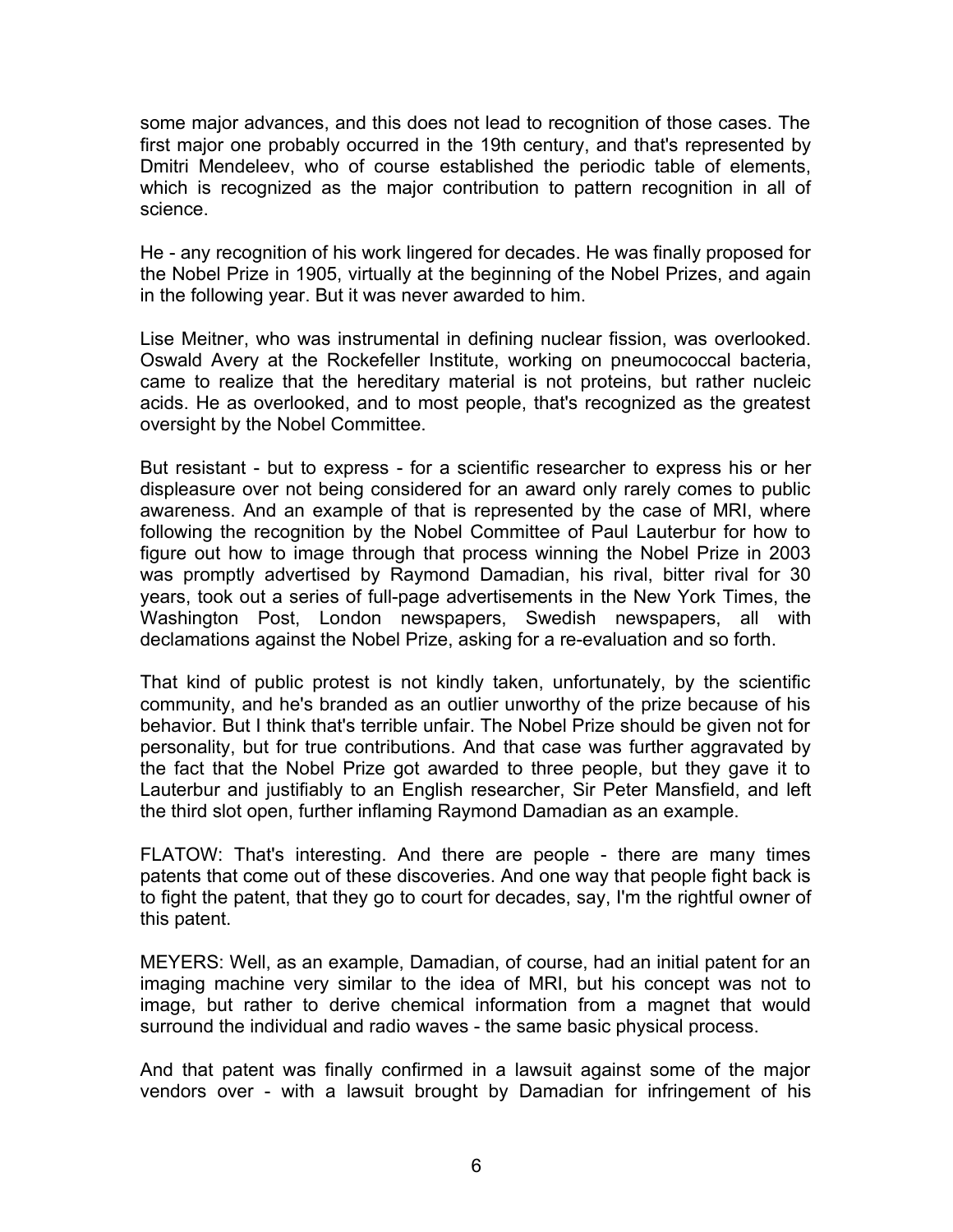some major advances, and this does not lead to recognition of those cases. The first major one probably occurred in the 19th century, and that's represented by Dmitri Mendeleev, who of course established the periodic table of elements, which is recognized as the major contribution to pattern recognition in all of science.

He - any recognition of his work lingered for decades. He was finally proposed for the Nobel Prize in 1905, virtually at the beginning of the Nobel Prizes, and again in the following year. But it was never awarded to him.

Lise Meitner, who was instrumental in defining nuclear fission, was overlooked. Oswald Avery at the Rockefeller Institute, working on pneumococcal bacteria, came to realize that the hereditary material is not proteins, but rather nucleic acids. He as overlooked, and to most people, that's recognized as the greatest oversight by the Nobel Committee.

But resistant - but to express - for a scientific researcher to express his or her displeasure over not being considered for an award only rarely comes to public awareness. And an example of that is represented by the case of MRI, where following the recognition by the Nobel Committee of Paul Lauterbur for how to figure out how to image through that process winning the Nobel Prize in 2003 was promptly advertised by Raymond Damadian, his rival, bitter rival for 30 years, took out a series of full-page advertisements in the New York Times, the Washington Post, London newspapers, Swedish newspapers, all with declamations against the Nobel Prize, asking for a re-evaluation and so forth.

That kind of public protest is not kindly taken, unfortunately, by the scientific community, and he's branded as an outlier unworthy of the prize because of his behavior. But I think that's terrible unfair. The Nobel Prize should be given not for personality, but for true contributions. And that case was further aggravated by the fact that the Nobel Prize got awarded to three people, but they gave it to Lauterbur and justifiably to an English researcher, Sir Peter Mansfield, and left the third slot open, further inflaming Raymond Damadian as an example.

FLATOW: That's interesting. And there are people - there are many times patents that come out of these discoveries. And one way that people fight back is to fight the patent, that they go to court for decades, say, I'm the rightful owner of this patent.

MEYERS: Well, as an example, Damadian, of course, had an initial patent for an imaging machine very similar to the idea of MRI, but his concept was not to image, but rather to derive chemical information from a magnet that would surround the individual and radio waves - the same basic physical process.

And that patent was finally confirmed in a lawsuit against some of the major vendors over - with a lawsuit brought by Damadian for infringement of his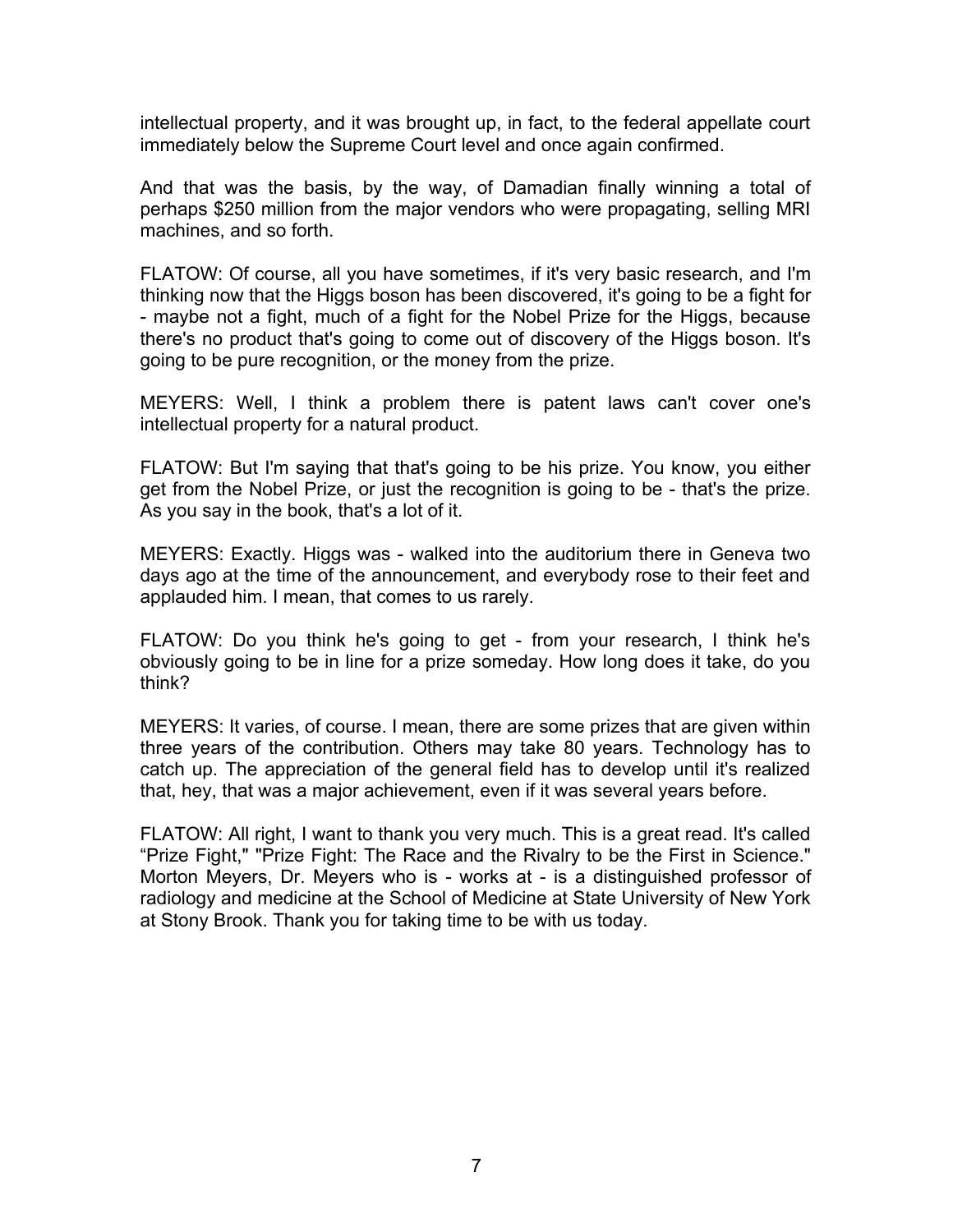intellectual property, and it was brought up, in fact, to the federal appellate court immediately below the Supreme Court level and once again confirmed.

And that was the basis, by the way, of Damadian finally winning a total of perhaps $250 million from the major vendors who were propagating, selling MRI machines, and so forth.

FLATOW: Of course, all you have sometimes, if it's very basic research, and I'm thinking now that the Higgs boson has been discovered, it's going to be a fight for - maybe not a fight, much of a fight for the Nobel Prize for the Higgs, because there's no product that's going to come out of discovery of the Higgs boson. It's going to be pure recognition, or the money from the prize.

MEYERS: Well, I think a problem there is patent laws can't cover one's intellectual property for a natural product.

FLATOW: But I'm saying that that's going to be his prize. You know, you either get from the Nobel Prize, or just the recognition is going to be - that's the prize. As you say in the book, that's a lot of it.

MEYERS: Exactly. Higgs was - walked into the auditorium there in Geneva two days ago at the time of the announcement, and everybody rose to their feet and applauded him. I mean, that comes to us rarely.

FLATOW: Do you think he's going to get - from your research, I think he's obviously going to be in line for a prize someday. How long does it take, do you think?

MEYERS: It varies, of course. I mean, there are some prizes that are given within three years of the contribution. Others may take 80 years. Technology has to catch up. The appreciation of the general field has to develop until it's realized that, hey, that was a major achievement, even if it was several years before.

FLATOW: All right, I want to thank you very much. This is a great read. It's called “Prize Fight," "Prize Fight: The Race and the Rivalry to be the First in Science." Morton Meyers, Dr. Meyers who is - works at - is a distinguished professor of radiology and medicine at the School of Medicine at State University of New York at Stony Brook. Thank you for taking time to be with us today.